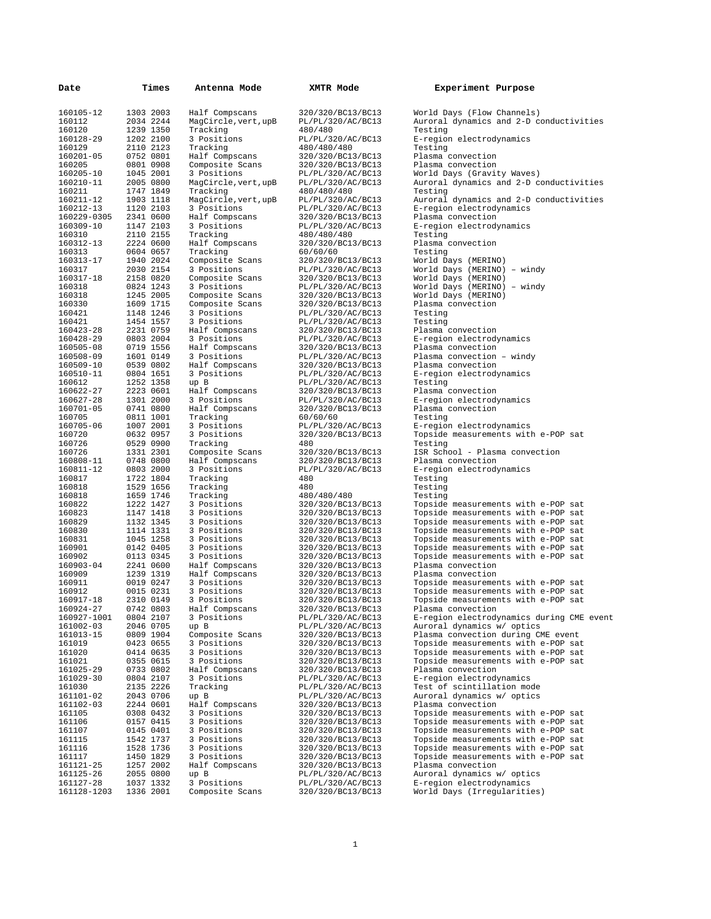| Date | Times | Antenna Mode | XMTR Mode | Experiment Purpose |
|---|---|---|---|---|
| 160105-12 | 1303 2003 | Half Compscans | 320/320/BC13/BC13 | World Days (Flow Channels) |
| 160112 | 2034 2244 | MagCircle,vert,upB | PL/PL/320/AC/BC13 | Auroral dynamics and 2-D conductivities |
| 160120 | 1239 1350 | Tracking | 480/480 | Testing |
| 160128-29 | 1202 2100 | 3 Positions | PL/PL/320/AC/BC13 | E-region electrodynamics |
| 160129 | 2110 2123 | Tracking | 480/480/480 | Testing |
| 160201-05 | 0752 0801 | Half Compscans | 320/320/BC13/BC13 | Plasma convection |
| 160205 | 0801 0908 | Composite Scans | 320/320/BC13/BC13 | Plasma convection |
| 160205-10 | 1045 2001 | 3 Positions | PL/PL/320/AC/BC13 | World Days (Gravity Waves) |
| 160210-11 | 2005 0800 | MagCircle,vert,upB | PL/PL/320/AC/BC13 | Auroral dynamics and 2-D conductivities |
| 160211 | 1747 1849 | Tracking | 480/480/480 | Testing |
| 160211-12 | 1903 1118 | MagCircle,vert,upB | PL/PL/320/AC/BC13 | Auroral dynamics and 2-D conductivities |
| 160212-13 | 1120 2103 | 3 Positions | PL/PL/320/AC/BC13 | E-region electrodynamics |
| 160229-0305 | 2341 0600 | Half Compscans | 320/320/BC13/BC13 | Plasma convection |
| 160309-10 | 1147 2103 | 3 Positions | PL/PL/320/AC/BC13 | E-region electrodynamics |
| 160310 | 2110 2155 | Tracking | 480/480/480 | Testing |
| 160312-13 | 2224 0600 | Half Compscans | 320/320/BC13/BC13 | Plasma convection |
| 160313 | 0604 0657 | Tracking | 60/60/60 | Testing |
| 160313-17 | 1940 2024 | Composite Scans | 320/320/BC13/BC13 | World Days (MERINO) |
| 160317 | 2030 2154 | 3 Positions | PL/PL/320/AC/BC13 | World Days (MERINO) – windy |
| 160317-18 | 2158 0820 | Composite Scans | 320/320/BC13/BC13 | World Days (MERINO) |
| 160318 | 0824 1243 | 3 Positions | PL/PL/320/AC/BC13 | World Days (MERINO) – windy |
| 160318 | 1245 2005 | Composite Scans | 320/320/BC13/BC13 | World Days (MERINO) |
| 160330 | 1609 1715 | Composite Scans | 320/320/BC13/BC13 | Plasma convection |
| 160421 | 1148 1246 | 3 Positions | PL/PL/320/AC/BC13 | Testing |
| 160421 | 1454 1557 | 3 Positions | PL/PL/320/AC/BC13 | Testing |
| 160423-28 | 2231 0759 | Half Compscans | 320/320/BC13/BC13 | Plasma convection |
| 160428-29 | 0803 2004 | 3 Positions | PL/PL/320/AC/BC13 | E-region electrodynamics |
| 160505-08 | 0719 1556 | Half Compscans | 320/320/BC13/BC13 | Plasma convection |
| 160508-09 | 1601 0149 | 3 Positions | PL/PL/320/AC/BC13 | Plasma convection – windy |
| 160509-10 | 0539 0802 | Half Compscans | 320/320/BC13/BC13 | Plasma convection |
| 160510-11 | 0804 1651 | 3 Positions | PL/PL/320/AC/BC13 | E-region electrodynamics |
| 160612 | 1252 1358 | up B | PL/PL/320/AC/BC13 | Testing |
| 160622-27 | 2223 0601 | Half Compscans | 320/320/BC13/BC13 | Plasma convection |
| 160627-28 | 1301 2000 | 3 Positions | PL/PL/320/AC/BC13 | E-region electrodynamics |
| 160701-05 | 0741 0800 | Half Compscans | 320/320/BC13/BC13 | Plasma convection |
| 160705 | 0811 1001 | Tracking | 60/60/60 | Testing |
| 160705-06 | 1007 2001 | 3 Positions | PL/PL/320/AC/BC13 | E-region electrodynamics |
| 160720 | 0632 0957 | 3 Positions | 320/320/BC13/BC13 | Topside measurements with e-POP sat |
| 160726 | 0529 0900 | Tracking | 480 | Testing |
| 160726 | 1331 2301 | Composite Scans | 320/320/BC13/BC13 | ISR School - Plasma convection |
| 160808-11 | 0748 0800 | Half Compscans | 320/320/BC13/BC13 | Plasma convection |
| 160811-12 | 0803 2000 | 3 Positions | PL/PL/320/AC/BC13 | E-region electrodynamics |
| 160817 | 1722 1804 | Tracking | 480 | Testing |
| 160818 | 1529 1656 | Tracking | 480 | Testing |
| 160818 | 1659 1746 | Tracking | 480/480/480 | Testing |
| 160822 | 1222 1427 | 3 Positions | 320/320/BC13/BC13 | Topside measurements with e-POP sat |
| 160823 | 1147 1418 | 3 Positions | 320/320/BC13/BC13 | Topside measurements with e-POP sat |
| 160829 | 1132 1345 | 3 Positions | 320/320/BC13/BC13 | Topside measurements with e-POP sat |
| 160830 | 1114 1331 | 3 Positions | 320/320/BC13/BC13 | Topside measurements with e-POP sat |
| 160831 | 1045 1258 | 3 Positions | 320/320/BC13/BC13 | Topside measurements with e-POP sat |
| 160901 | 0142 0405 | 3 Positions | 320/320/BC13/BC13 | Topside measurements with e-POP sat |
| 160902 | 0113 0345 | 3 Positions | 320/320/BC13/BC13 | Topside measurements with e-POP sat |
| 160903-04 | 2241 0600 | Half Compscans | 320/320/BC13/BC13 | Plasma convection |
| 160909 | 1239 1319 | Half Compscans | 320/320/BC13/BC13 | Plasma convection |
| 160911 | 0019 0247 | 3 Positions | 320/320/BC13/BC13 | Topside measurements with e-POP sat |
| 160912 | 0015 0231 | 3 Positions | 320/320/BC13/BC13 | Topside measurements with e-POP sat |
| 160917-18 | 2310 0149 | 3 Positions | 320/320/BC13/BC13 | Topside measurements with e-POP sat |
| 160924-27 | 0742 0803 | Half Compscans | 320/320/BC13/BC13 | Plasma convection |
| 160927-1001 | 0804 2107 | 3 Positions | PL/PL/320/AC/BC13 | E-region electrodynamics during CME event |
| 161002-03 | 2046 0705 | up B | PL/PL/320/AC/BC13 | Auroral dynamics w/ optics |
| 161013-15 | 0809 1904 | Composite Scans | 320/320/BC13/BC13 | Plasma convection during CME event |
| 161019 | 0423 0655 | 3 Positions | 320/320/BC13/BC13 | Topside measurements with e-POP sat |
| 161020 | 0414 0635 | 3 Positions | 320/320/BC13/BC13 | Topside measurements with e-POP sat |
| 161021 | 0355 0615 | 3 Positions | 320/320/BC13/BC13 | Topside measurements with e-POP sat |
| 161025-29 | 0733 0802 | Half Compscans | 320/320/BC13/BC13 | Plasma convection |
| 161029-30 | 0804 2107 | 3 Positions | PL/PL/320/AC/BC13 | E-region electrodynamics |
| 161030 | 2135 2226 | Tracking | PL/PL/320/AC/BC13 | Test of scintillation mode |
| 161101-02 | 2043 0706 | up B | PL/PL/320/AC/BC13 | Auroral dynamics w/ optics |
| 161102-03 | 2244 0601 | Half Compscans | 320/320/BC13/BC13 | Plasma convection |
| 161105 | 0308 0432 | 3 Positions | 320/320/BC13/BC13 | Topside measurements with e-POP sat |
| 161106 | 0157 0415 | 3 Positions | 320/320/BC13/BC13 | Topside measurements with e-POP sat |
| 161107 | 0145 0401 | 3 Positions | 320/320/BC13/BC13 | Topside measurements with e-POP sat |
| 161115 | 1542 1737 | 3 Positions | 320/320/BC13/BC13 | Topside measurements with e-POP sat |
| 161116 | 1528 1736 | 3 Positions | 320/320/BC13/BC13 | Topside measurements with e-POP sat |
| 161117 | 1450 1829 | 3 Positions | 320/320/BC13/BC13 | Topside measurements with e-POP sat |
| 161121-25 | 1257 2002 | Half Compscans | 320/320/BC13/BC13 | Plasma convection |
| 161125-26 | 2055 0800 | up B | PL/PL/320/AC/BC13 | Auroral dynamics w/ optics |
| 161127-28 | 1037 1332 | 3 Positions | PL/PL/320/AC/BC13 | E-region electrodynamics |
| 161128-1203 | 1336 2001 | Composite Scans | 320/320/BC13/BC13 | World Days (Irregularities) |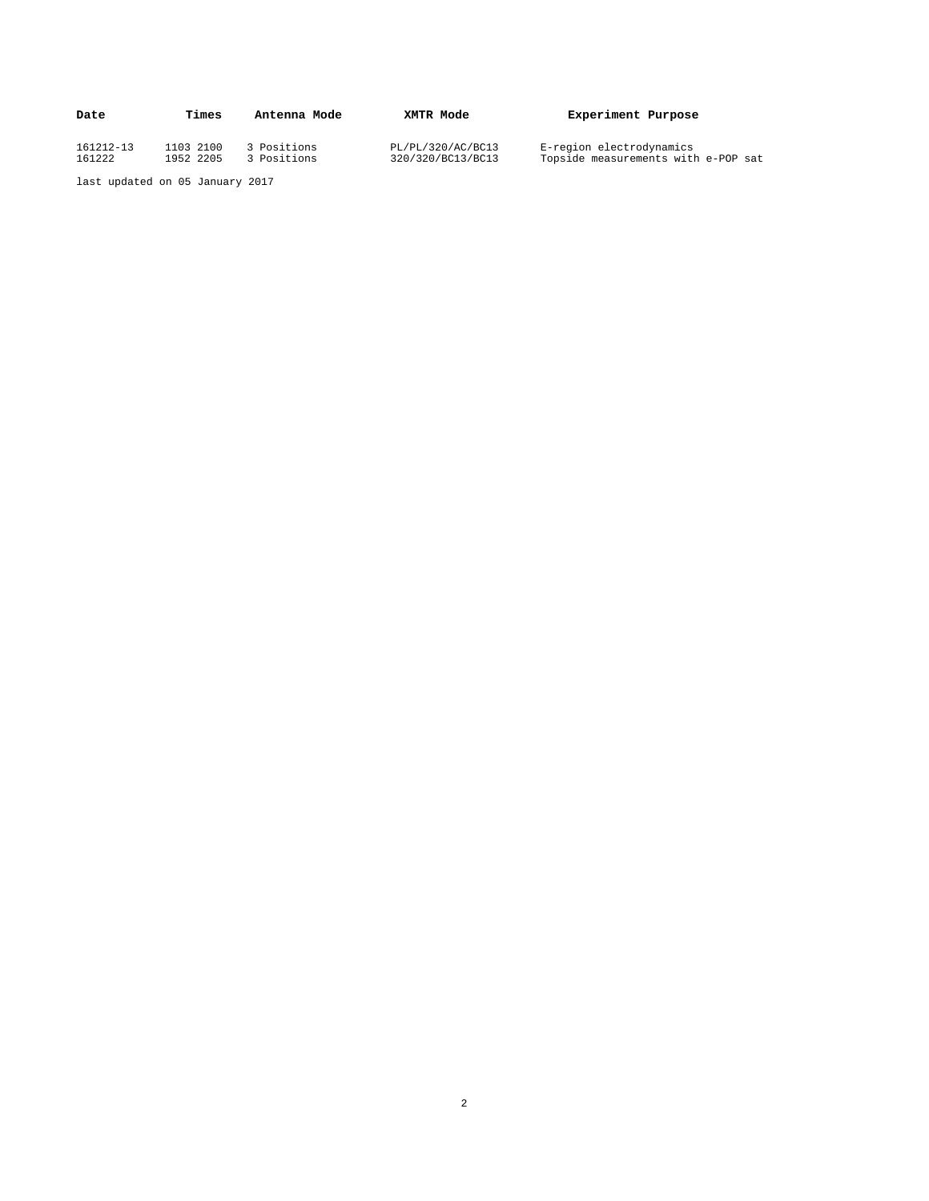| Date | Times | Antenna Mode | XMTR Mode | Experiment Purpose |
|---|---|---|---|---|
| 161212-13 | 1103 2100 | 3 Positions | PL/PL/320/AC/BC13 | E-region electrodynamics |
| 161222 | 1952 2205 | 3 Positions | 320/320/BC13/BC13 | Topside measurements with e-POP sat |

last updated on 05 January 2017